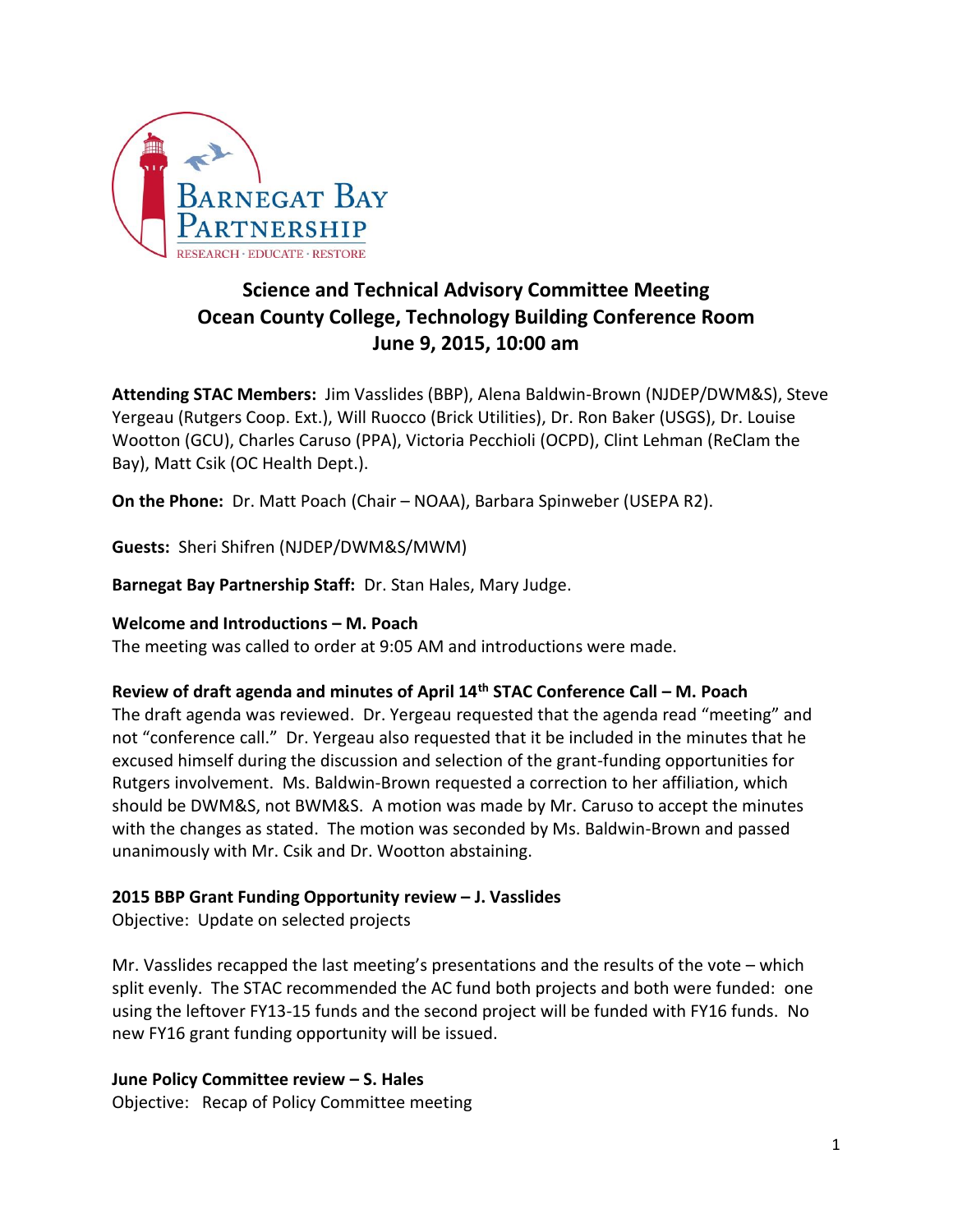# Science and Technical Advisory Committee Meeting
## Ocean County College, Technology Building Conference Room
## June 9, 2015, 10:00 am

**Attending STAC Members:** Jim Vasslides (BBP), Alena Baldwin-Brown (NJDEP/DWM&S), Steve Yergeau (Rutgers Coop. Ext.), Will Ruocco (Brick Utilities), Dr. Ron Baker (USGS), Dr. Louise Wootton (GCU), Charles Caruso (PPA), Victoria Pecchioli (OCPD), Clint Lehman (ReClam the Bay), Matt Csik (OC Health Dept.).

**On the Phone:** Dr. Matt Poach (Chair – NOAA), Barbara Spinweber (USEPA R2).

**Guests:** Sheri Shifren (NJDEP/DWM&S/MWM)

**Barnegat Bay Partnership Staff:** Dr. Stan Hales, Mary Judge.

**Welcome and Introductions – M. Poach**

The meeting was called to order at 9:05 AM and introductions were made.

**Review of draft agenda and minutes of April 14th STAC Conference Call – M. Poach**

The draft agenda was reviewed. Dr. Yergeau requested that the agenda read "meeting" and not "conference call." Dr. Yergeau also requested that it be included in the minutes that he excused himself during the discussion and selection of the grant-funding opportunities for Rutgers involvement. Ms. Baldwin-Brown requested a correction to her affiliation, which should be DWM&S, not BWM&S. A motion was made by Mr. Caruso to accept the minutes with the changes as stated. The motion was seconded by Ms. Baldwin-Brown and passed unanimously with Mr. Csik and Dr. Wootton abstaining.

**2015 BBP Grant Funding Opportunity review – J. Vasslides**

Objective: Update on selected projects

Mr. Vasslides recapped the last meeting's presentations and the results of the vote – which split evenly. The STAC recommended the AC fund both projects and both were funded: one using the leftover FY13-15 funds and the second project will be funded with FY16 funds. No new FY16 grant funding opportunity will be issued.

**June Policy Committee review – S. Hales**

Objective: Recap of Policy Committee meeting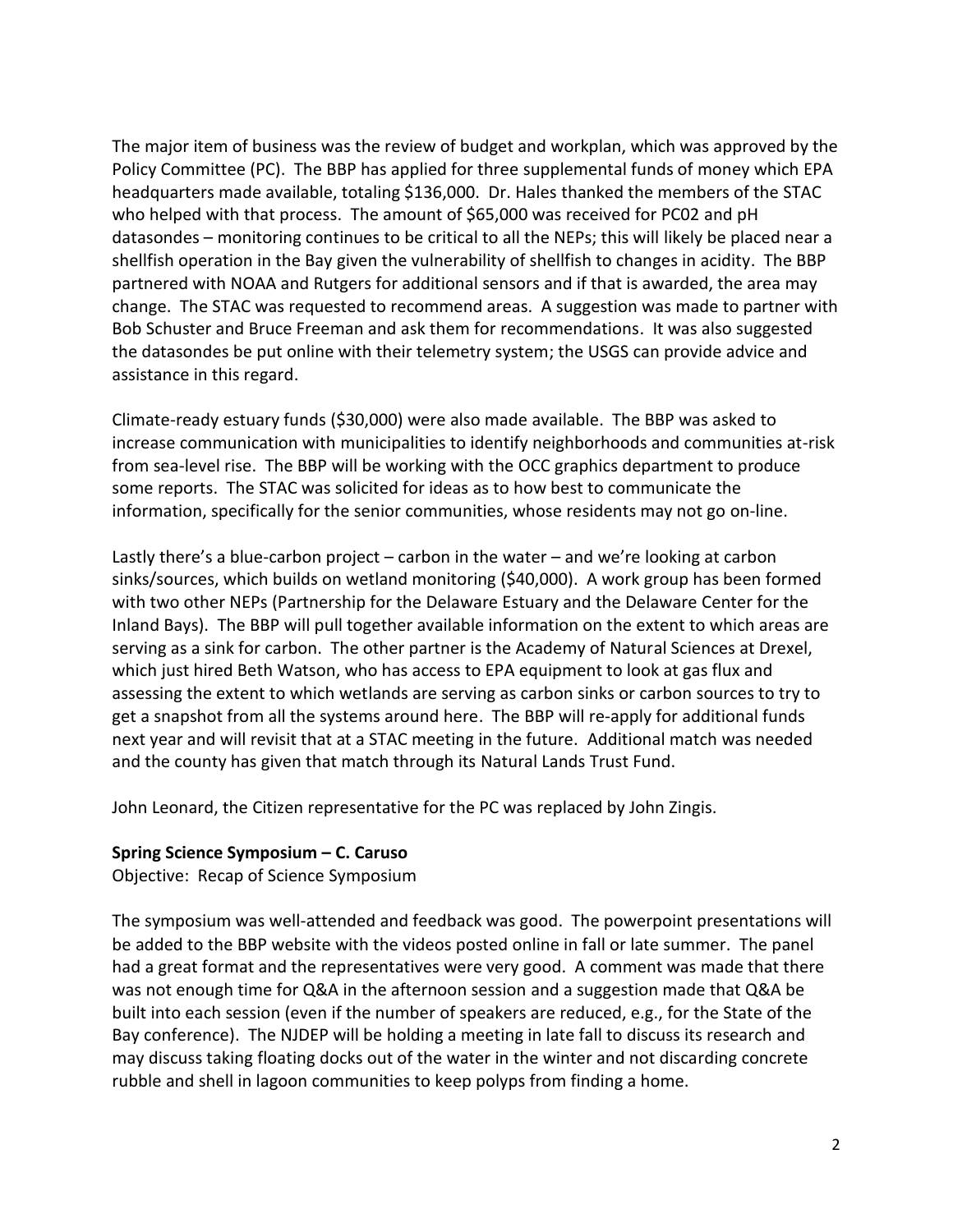The major item of business was the review of budget and workplan, which was approved by the Policy Committee (PC). The BBP has applied for three supplemental funds of money which EPA headquarters made available, totaling $136,000. Dr. Hales thanked the members of the STAC who helped with that process. The amount of $65,000 was received for PC02 and pH datasondes – monitoring continues to be critical to all the NEPs; this will likely be placed near a shellfish operation in the Bay given the vulnerability of shellfish to changes in acidity. The BBP partnered with NOAA and Rutgers for additional sensors and if that is awarded, the area may change. The STAC was requested to recommend areas. A suggestion was made to partner with Bob Schuster and Bruce Freeman and ask them for recommendations. It was also suggested the datasondes be put online with their telemetry system; the USGS can provide advice and assistance in this regard.

Climate-ready estuary funds ($30,000) were also made available. The BBP was asked to increase communication with municipalities to identify neighborhoods and communities at-risk from sea-level rise. The BBP will be working with the OCC graphics department to produce some reports. The STAC was solicited for ideas as to how best to communicate the information, specifically for the senior communities, whose residents may not go on-line.

Lastly there's a blue-carbon project – carbon in the water – and we're looking at carbon sinks/sources, which builds on wetland monitoring ($40,000). A work group has been formed with two other NEPs (Partnership for the Delaware Estuary and the Delaware Center for the Inland Bays). The BBP will pull together available information on the extent to which areas are serving as a sink for carbon. The other partner is the Academy of Natural Sciences at Drexel, which just hired Beth Watson, who has access to EPA equipment to look at gas flux and assessing the extent to which wetlands are serving as carbon sinks or carbon sources to try to get a snapshot from all the systems around here. The BBP will re-apply for additional funds next year and will revisit that at a STAC meeting in the future. Additional match was needed and the county has given that match through its Natural Lands Trust Fund.

John Leonard, the Citizen representative for the PC was replaced by John Zingis.

**Spring Science Symposium – C. Caruso**

Objective: Recap of Science Symposium

The symposium was well-attended and feedback was good. The powerpoint presentations will be added to the BBP website with the videos posted online in fall or late summer. The panel had a great format and the representatives were very good. A comment was made that there was not enough time for Q&A in the afternoon session and a suggestion made that Q&A be built into each session (even if the number of speakers are reduced, e.g., for the State of the Bay conference). The NJDEP will be holding a meeting in late fall to discuss its research and may discuss taking floating docks out of the water in the winter and not discarding concrete rubble and shell in lagoon communities to keep polyps from finding a home.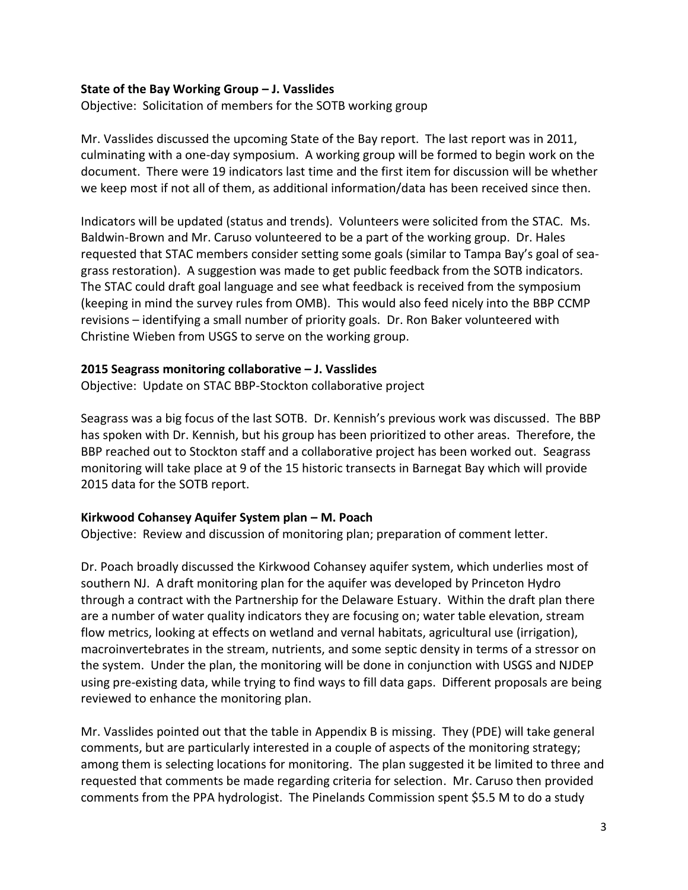**State of the Bay Working Group – J. Vasslides**

Objective: Solicitation of members for the SOTB working group

Mr. Vasslides discussed the upcoming State of the Bay report. The last report was in 2011, culminating with a one-day symposium. A working group will be formed to begin work on the document. There were 19 indicators last time and the first item for discussion will be whether we keep most if not all of them, as additional information/data has been received since then.

Indicators will be updated (status and trends). Volunteers were solicited from the STAC. Ms. Baldwin-Brown and Mr. Caruso volunteered to be a part of the working group. Dr. Hales requested that STAC members consider setting some goals (similar to Tampa Bay's goal of sea-grass restoration). A suggestion was made to get public feedback from the SOTB indicators. The STAC could draft goal language and see what feedback is received from the symposium (keeping in mind the survey rules from OMB). This would also feed nicely into the BBP CCMP revisions – identifying a small number of priority goals. Dr. Ron Baker volunteered with Christine Wieben from USGS to serve on the working group.

**2015 Seagrass monitoring collaborative – J. Vasslides**

Objective: Update on STAC BBP-Stockton collaborative project

Seagrass was a big focus of the last SOTB. Dr. Kennish's previous work was discussed. The BBP has spoken with Dr. Kennish, but his group has been prioritized to other areas. Therefore, the BBP reached out to Stockton staff and a collaborative project has been worked out. Seagrass monitoring will take place at 9 of the 15 historic transects in Barnegat Bay which will provide 2015 data for the SOTB report.

**Kirkwood Cohansey Aquifer System plan – M. Poach**

Objective: Review and discussion of monitoring plan; preparation of comment letter.

Dr. Poach broadly discussed the Kirkwood Cohansey aquifer system, which underlies most of southern NJ. A draft monitoring plan for the aquifer was developed by Princeton Hydro through a contract with the Partnership for the Delaware Estuary. Within the draft plan there are a number of water quality indicators they are focusing on; water table elevation, stream flow metrics, looking at effects on wetland and vernal habitats, agricultural use (irrigation), macroinvertebrates in the stream, nutrients, and some septic density in terms of a stressor on the system. Under the plan, the monitoring will be done in conjunction with USGS and NJDEP using pre-existing data, while trying to find ways to fill data gaps. Different proposals are being reviewed to enhance the monitoring plan.

Mr. Vasslides pointed out that the table in Appendix B is missing. They (PDE) will take general comments, but are particularly interested in a couple of aspects of the monitoring strategy; among them is selecting locations for monitoring. The plan suggested it be limited to three and requested that comments be made regarding criteria for selection. Mr. Caruso then provided comments from the PPA hydrologist. The Pinelands Commission spent $5.5 M to do a study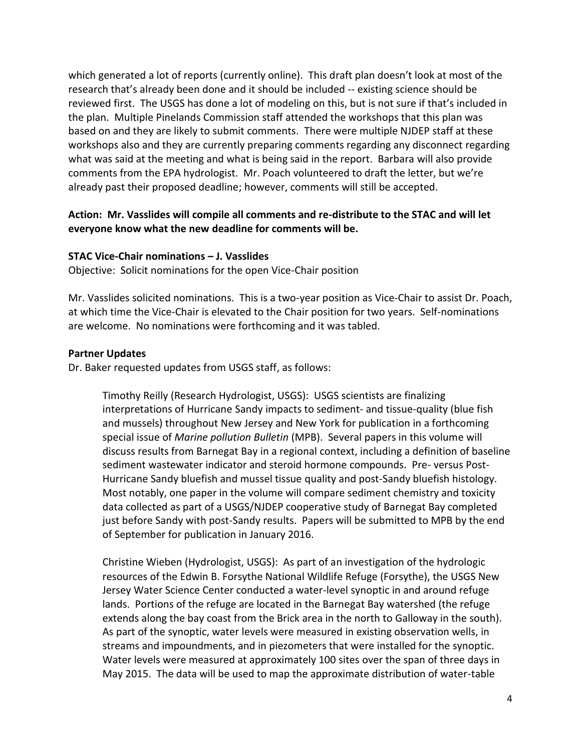which generated a lot of reports (currently online). This draft plan doesn't look at most of the research that's already been done and it should be included -- existing science should be reviewed first. The USGS has done a lot of modeling on this, but is not sure if that's included in the plan. Multiple Pinelands Commission staff attended the workshops that this plan was based on and they are likely to submit comments. There were multiple NJDEP staff at these workshops also and they are currently preparing comments regarding any disconnect regarding what was said at the meeting and what is being said in the report. Barbara will also provide comments from the EPA hydrologist. Mr. Poach volunteered to draft the letter, but we're already past their proposed deadline; however, comments will still be accepted.

**Action: Mr. Vasslides will compile all comments and re-distribute to the STAC and will let everyone know what the new deadline for comments will be.**

**STAC Vice-Chair nominations – J. Vasslides**

Objective: Solicit nominations for the open Vice-Chair position

Mr. Vasslides solicited nominations. This is a two-year position as Vice-Chair to assist Dr. Poach, at which time the Vice-Chair is elevated to the Chair position for two years. Self-nominations are welcome. No nominations were forthcoming and it was tabled.

**Partner Updates**

Dr. Baker requested updates from USGS staff, as follows:

> Timothy Reilly (Research Hydrologist, USGS): USGS scientists are finalizing interpretations of Hurricane Sandy impacts to sediment- and tissue-quality (blue fish and mussels) throughout New Jersey and New York for publication in a forthcoming special issue of *Marine pollution Bulletin* (MPB). Several papers in this volume will discuss results from Barnegat Bay in a regional context, including a definition of baseline sediment wastewater indicator and steroid hormone compounds. Pre- versus Post-Hurricane Sandy bluefish and mussel tissue quality and post-Sandy bluefish histology. Most notably, one paper in the volume will compare sediment chemistry and toxicity data collected as part of a USGS/NJDEP cooperative study of Barnegat Bay completed just before Sandy with post-Sandy results. Papers will be submitted to MPB by the end of September for publication in January 2016.
>
> Christine Wieben (Hydrologist, USGS): As part of an investigation of the hydrologic resources of the Edwin B. Forsythe National Wildlife Refuge (Forsythe), the USGS New Jersey Water Science Center conducted a water-level synoptic in and around refuge lands. Portions of the refuge are located in the Barnegat Bay watershed (the refuge extends along the bay coast from the Brick area in the north to Galloway in the south). As part of the synoptic, water levels were measured in existing observation wells, in streams and impoundments, and in piezometers that were installed for the synoptic. Water levels were measured at approximately 100 sites over the span of three days in May 2015. The data will be used to map the approximate distribution of water-table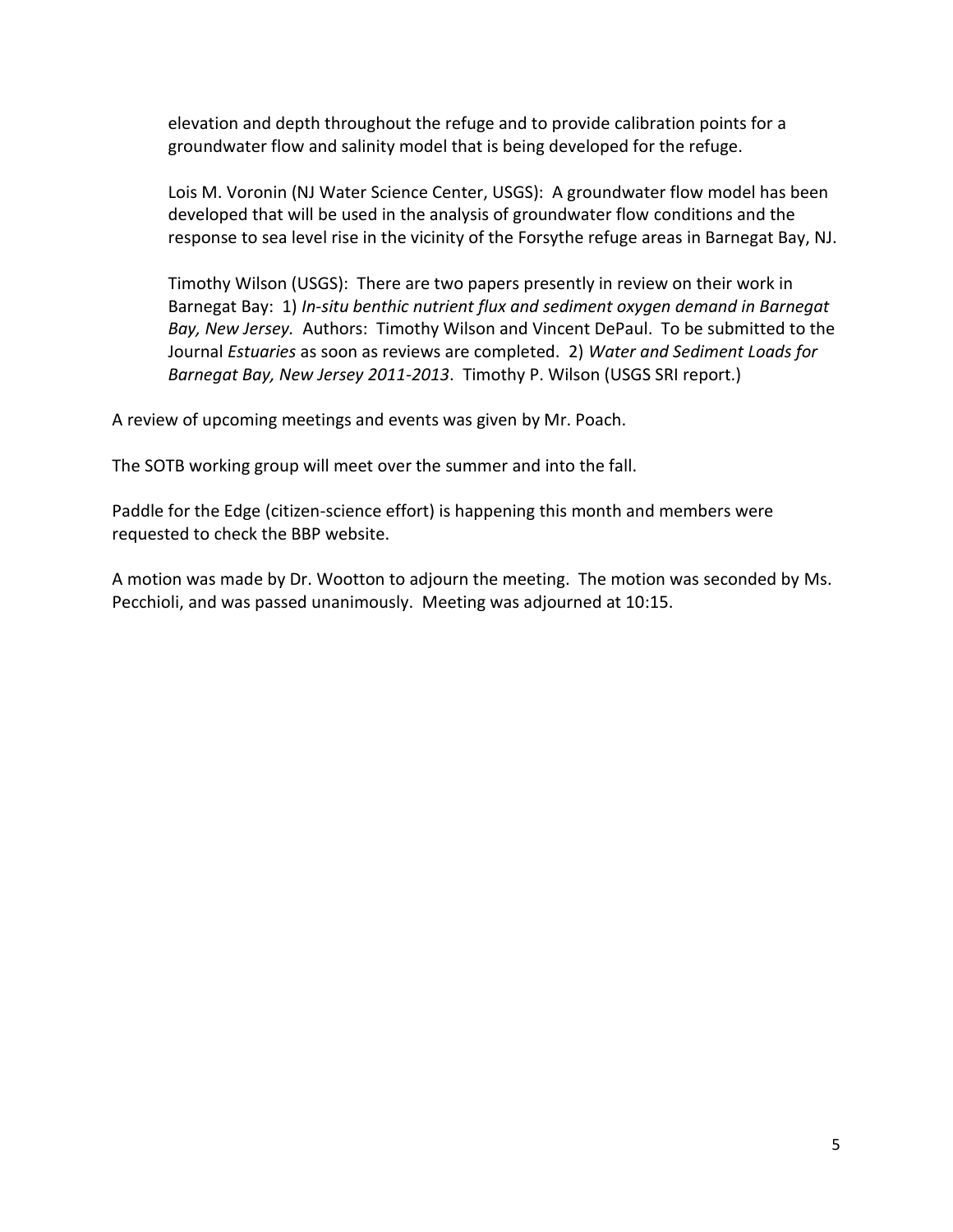elevation and depth throughout the refuge and to provide calibration points for a groundwater flow and salinity model that is being developed for the refuge.

Lois M. Voronin (NJ Water Science Center, USGS): A groundwater flow model has been developed that will be used in the analysis of groundwater flow conditions and the response to sea level rise in the vicinity of the Forsythe refuge areas in Barnegat Bay, NJ.

Timothy Wilson (USGS): There are two papers presently in review on their work in Barnegat Bay: 1) *In-situ benthic nutrient flux and sediment oxygen demand in Barnegat Bay, New Jersey.* Authors: Timothy Wilson and Vincent DePaul. To be submitted to the Journal *Estuaries* as soon as reviews are completed. 2) *Water and Sediment Loads for Barnegat Bay, New Jersey 2011-2013*. Timothy P. Wilson (USGS SRI report.)

A review of upcoming meetings and events was given by Mr. Poach.

The SOTB working group will meet over the summer and into the fall.

Paddle for the Edge (citizen-science effort) is happening this month and members were requested to check the BBP website.

A motion was made by Dr. Wootton to adjourn the meeting. The motion was seconded by Ms. Pecchioli, and was passed unanimously. Meeting was adjourned at 10:15.